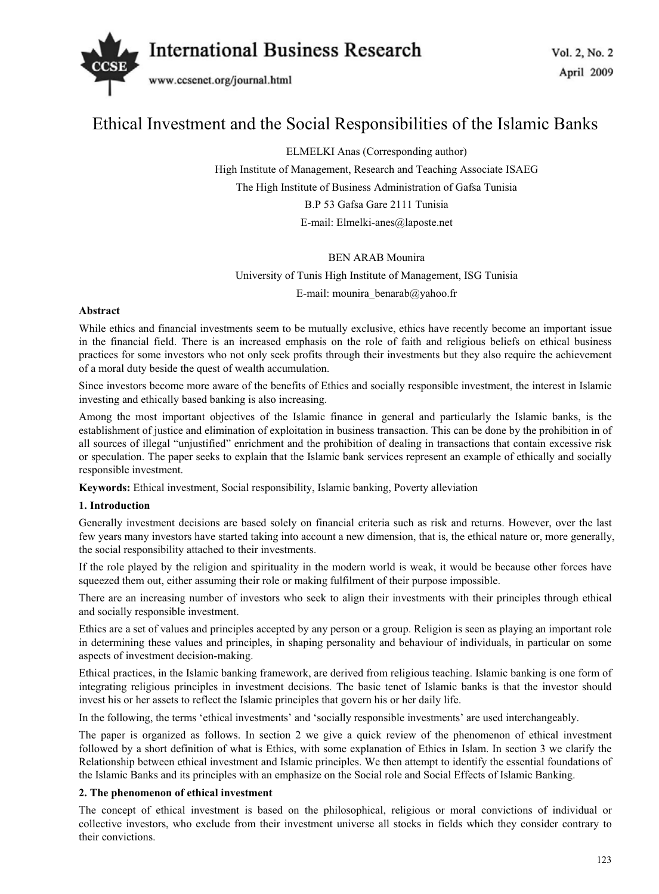# Ethical Investment and the Social Responsibilities of the Islamic Banks

ELMELKI Anas (Corresponding author)

High Institute of Management, Research and Teaching Associate ISAEG

The High Institute of Business Administration of Gafsa Tunisia

B.P 53 Gafsa Gare 2111 Tunisia

E-mail: Elmelki-anes@laposte.net

BEN ARAB Mounira

University of Tunis High Institute of Management, ISG Tunisia

E-mail: mounira_benarab@yahoo.fr

**Abstract**

While ethics and financial investments seem to be mutually exclusive, ethics have recently become an important issue in the financial field. There is an increased emphasis on the role of faith and religious beliefs on ethical business practices for some investors who not only seek profits through their investments but they also require the achievement of a moral duty beside the quest of wealth accumulation.

Since investors become more aware of the benefits of Ethics and socially responsible investment, the interest in Islamic investing and ethically based banking is also increasing.

Among the most important objectives of the Islamic finance in general and particularly the Islamic banks, is the establishment of justice and elimination of exploitation in business transaction. This can be done by the prohibition in of all sources of illegal "unjustified" enrichment and the prohibition of dealing in transactions that contain excessive risk or speculation. The paper seeks to explain that the Islamic bank services represent an example of ethically and socially responsible investment.

**Keywords:** Ethical investment, Social responsibility, Islamic banking, Poverty alleviation

## 1. Introduction

Generally investment decisions are based solely on financial criteria such as risk and returns. However, over the last few years many investors have started taking into account a new dimension, that is, the ethical nature or, more generally, the social responsibility attached to their investments.

If the role played by the religion and spirituality in the modern world is weak, it would be because other forces have squeezed them out, either assuming their role or making fulfilment of their purpose impossible.

There are an increasing number of investors who seek to align their investments with their principles through ethical and socially responsible investment.

Ethics are a set of values and principles accepted by any person or a group. Religion is seen as playing an important role in determining these values and principles, in shaping personality and behaviour of individuals, in particular on some aspects of investment decision-making.

Ethical practices, in the Islamic banking framework, are derived from religious teaching. Islamic banking is one form of integrating religious principles in investment decisions. The basic tenet of Islamic banks is that the investor should invest his or her assets to reflect the Islamic principles that govern his or her daily life.

In the following, the terms 'ethical investments' and 'socially responsible investments' are used interchangeably.

The paper is organized as follows. In section 2 we give a quick review of the phenomenon of ethical investment followed by a short definition of what is Ethics, with some explanation of Ethics in Islam. In section 3 we clarify the Relationship between ethical investment and Islamic principles. We then attempt to identify the essential foundations of the Islamic Banks and its principles with an emphasize on the Social role and Social Effects of Islamic Banking.

## 2. The phenomenon of ethical investment

The concept of ethical investment is based on the philosophical, religious or moral convictions of individual or collective investors, who exclude from their investment universe all stocks in fields which they consider contrary to their convictions.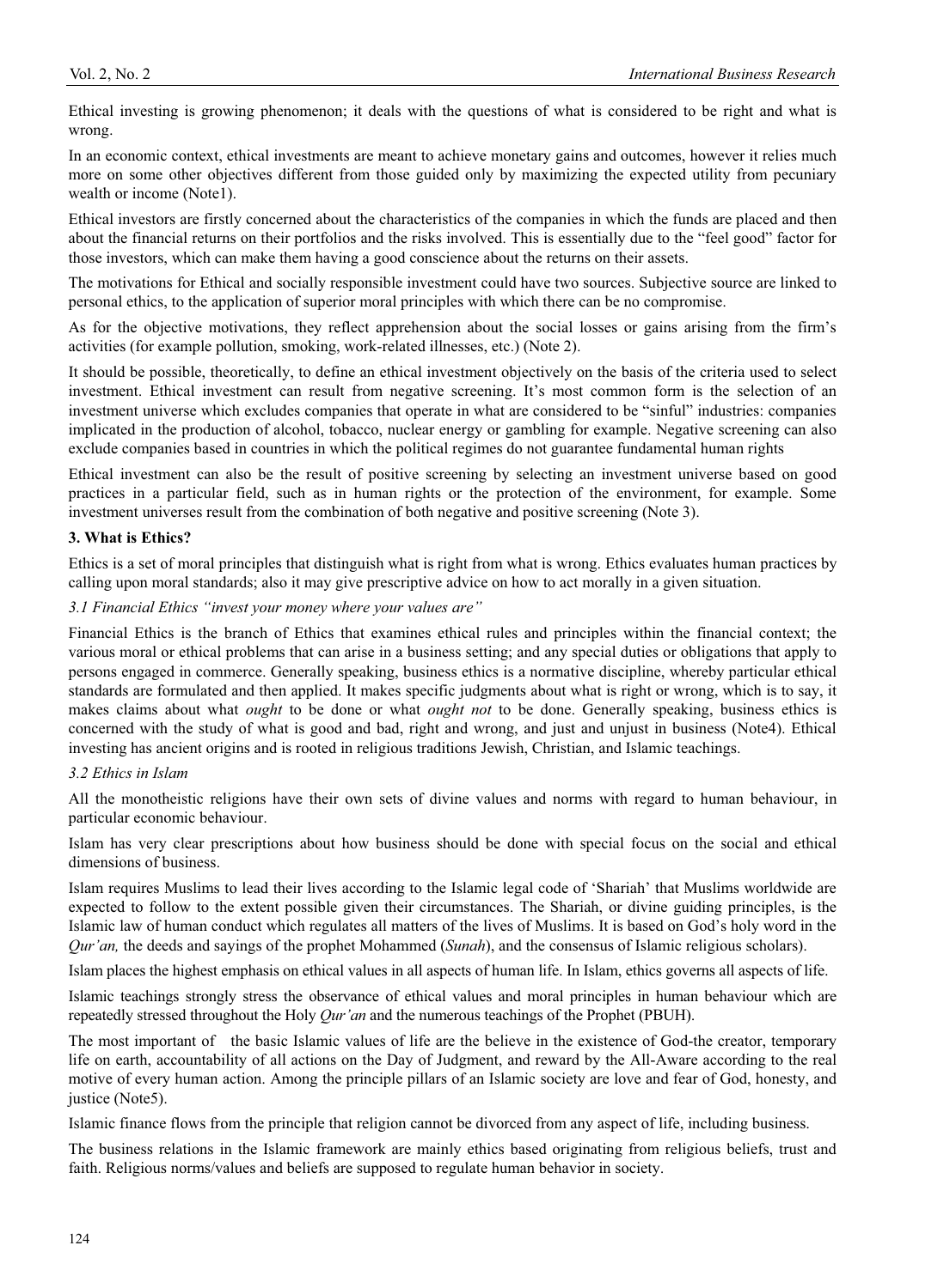Ethical investing is growing phenomenon; it deals with the questions of what is considered to be right and what is wrong.

In an economic context, ethical investments are meant to achieve monetary gains and outcomes, however it relies much more on some other objectives different from those guided only by maximizing the expected utility from pecuniary wealth or income (Note1).

Ethical investors are firstly concerned about the characteristics of the companies in which the funds are placed and then about the financial returns on their portfolios and the risks involved. This is essentially due to the "feel good" factor for those investors, which can make them having a good conscience about the returns on their assets.

The motivations for Ethical and socially responsible investment could have two sources. Subjective source are linked to personal ethics, to the application of superior moral principles with which there can be no compromise.

As for the objective motivations, they reflect apprehension about the social losses or gains arising from the firm's activities (for example pollution, smoking, work-related illnesses, etc.) (Note 2).

It should be possible, theoretically, to define an ethical investment objectively on the basis of the criteria used to select investment. Ethical investment can result from negative screening. It's most common form is the selection of an investment universe which excludes companies that operate in what are considered to be "sinful" industries: companies implicated in the production of alcohol, tobacco, nuclear energy or gambling for example. Negative screening can also exclude companies based in countries in which the political regimes do not guarantee fundamental human rights

Ethical investment can also be the result of positive screening by selecting an investment universe based on good practices in a particular field, such as in human rights or the protection of the environment, for example. Some investment universes result from the combination of both negative and positive screening (Note 3).

## 3. What is Ethics?

Ethics is a set of moral principles that distinguish what is right from what is wrong. Ethics evaluates human practices by calling upon moral standards; also it may give prescriptive advice on how to act morally in a given situation.

### *3.1 Financial Ethics "invest your money where your values are"*

Financial Ethics is the branch of Ethics that examines ethical rules and principles within the financial context; the various moral or ethical problems that can arise in a business setting; and any special duties or obligations that apply to persons engaged in commerce. Generally speaking, business ethics is a normative discipline, whereby particular ethical standards are formulated and then applied. It makes specific judgments about what is right or wrong, which is to say, it makes claims about what *ought* to be done or what *ought not* to be done. Generally speaking, business ethics is concerned with the study of what is good and bad, right and wrong, and just and unjust in business (Note4). Ethical investing has ancient origins and is rooted in religious traditions Jewish, Christian, and Islamic teachings.

### *3.2 Ethics in Islam*

All the monotheistic religions have their own sets of divine values and norms with regard to human behaviour, in particular economic behaviour.

Islam has very clear prescriptions about how business should be done with special focus on the social and ethical dimensions of business.

Islam requires Muslims to lead their lives according to the Islamic legal code of 'Shariah' that Muslims worldwide are expected to follow to the extent possible given their circumstances. The Shariah, or divine guiding principles, is the Islamic law of human conduct which regulates all matters of the lives of Muslims. It is based on God's holy word in the *Qur'an,* the deeds and sayings of the prophet Mohammed (*Sunah*), and the consensus of Islamic religious scholars).

Islam places the highest emphasis on ethical values in all aspects of human life. In Islam, ethics governs all aspects of life.

Islamic teachings strongly stress the observance of ethical values and moral principles in human behaviour which are repeatedly stressed throughout the Holy *Qur'an* and the numerous teachings of the Prophet (PBUH).

The most important of the basic Islamic values of life are the believe in the existence of God-the creator, temporary life on earth, accountability of all actions on the Day of Judgment, and reward by the All-Aware according to the real motive of every human action. Among the principle pillars of an Islamic society are love and fear of God, honesty, and justice (Note5).

Islamic finance flows from the principle that religion cannot be divorced from any aspect of life, including business.

The business relations in the Islamic framework are mainly ethics based originating from religious beliefs, trust and faith. Religious norms/values and beliefs are supposed to regulate human behavior in society.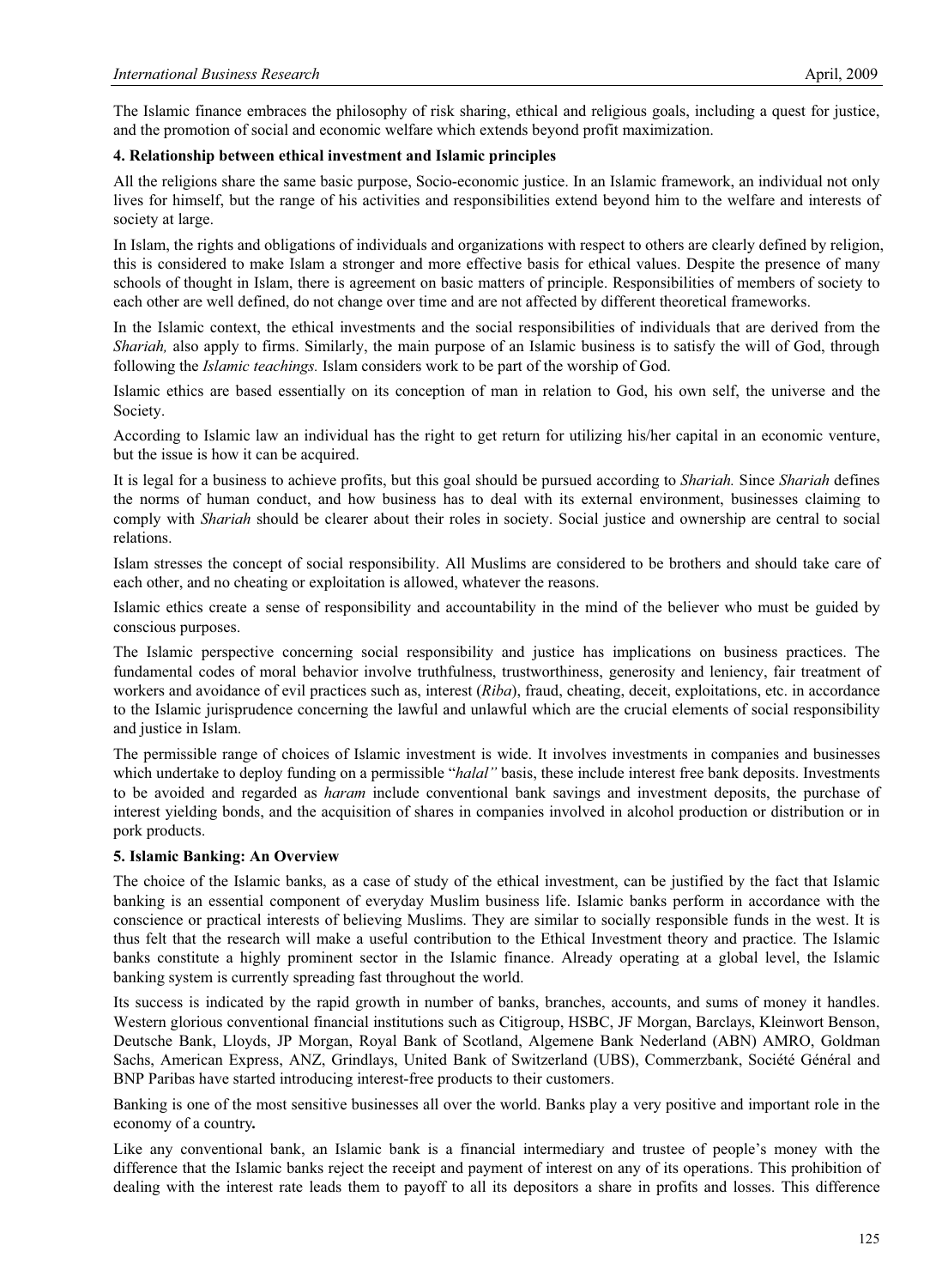The Islamic finance embraces the philosophy of risk sharing, ethical and religious goals, including a quest for justice, and the promotion of social and economic welfare which extends beyond profit maximization.

### 4. Relationship between ethical investment and Islamic principles

All the religions share the same basic purpose, Socio-economic justice. In an Islamic framework, an individual not only lives for himself, but the range of his activities and responsibilities extend beyond him to the welfare and interests of society at large.

In Islam, the rights and obligations of individuals and organizations with respect to others are clearly defined by religion, this is considered to make Islam a stronger and more effective basis for ethical values. Despite the presence of many schools of thought in Islam, there is agreement on basic matters of principle. Responsibilities of members of society to each other are well defined, do not change over time and are not affected by different theoretical frameworks.

In the Islamic context, the ethical investments and the social responsibilities of individuals that are derived from the *Shariah,* also apply to firms. Similarly, the main purpose of an Islamic business is to satisfy the will of God, through following the *Islamic teachings.* Islam considers work to be part of the worship of God.

Islamic ethics are based essentially on its conception of man in relation to God, his own self, the universe and the Society.

According to Islamic law an individual has the right to get return for utilizing his/her capital in an economic venture, but the issue is how it can be acquired.

It is legal for a business to achieve profits, but this goal should be pursued according to *Shariah.* Since *Shariah* defines the norms of human conduct, and how business has to deal with its external environment, businesses claiming to comply with *Shariah* should be clearer about their roles in society. Social justice and ownership are central to social relations.

Islam stresses the concept of social responsibility. All Muslims are considered to be brothers and should take care of each other, and no cheating or exploitation is allowed, whatever the reasons.

Islamic ethics create a sense of responsibility and accountability in the mind of the believer who must be guided by conscious purposes.

The Islamic perspective concerning social responsibility and justice has implications on business practices. The fundamental codes of moral behavior involve truthfulness, trustworthiness, generosity and leniency, fair treatment of workers and avoidance of evil practices such as, interest (*Riba*), fraud, cheating, deceit, exploitations, etc. in accordance to the Islamic jurisprudence concerning the lawful and unlawful which are the crucial elements of social responsibility and justice in Islam.

The permissible range of choices of Islamic investment is wide. It involves investments in companies and businesses which undertake to deploy funding on a permissible "*halal"* basis, these include interest free bank deposits. Investments to be avoided and regarded as *haram* include conventional bank savings and investment deposits, the purchase of interest yielding bonds, and the acquisition of shares in companies involved in alcohol production or distribution or in pork products.

### 5. Islamic Banking: An Overview

The choice of the Islamic banks, as a case of study of the ethical investment, can be justified by the fact that Islamic banking is an essential component of everyday Muslim business life. Islamic banks perform in accordance with the conscience or practical interests of believing Muslims. They are similar to socially responsible funds in the west. It is thus felt that the research will make a useful contribution to the Ethical Investment theory and practice. The Islamic banks constitute a highly prominent sector in the Islamic finance. Already operating at a global level, the Islamic banking system is currently spreading fast throughout the world.

Its success is indicated by the rapid growth in number of banks, branches, accounts, and sums of money it handles. Western glorious conventional financial institutions such as Citigroup, HSBC, JF Morgan, Barclays, Kleinwort Benson, Deutsche Bank, Lloyds, JP Morgan, Royal Bank of Scotland, Algemene Bank Nederland (ABN) AMRO, Goldman Sachs, American Express, ANZ, Grindlays, United Bank of Switzerland (UBS), Commerzbank, Société Général and BNP Paribas have started introducing interest-free products to their customers.

Banking is one of the most sensitive businesses all over the world. Banks play a very positive and important role in the economy of a country**.**

Like any conventional bank, an Islamic bank is a financial intermediary and trustee of people's money with the difference that the Islamic banks reject the receipt and payment of interest on any of its operations. This prohibition of dealing with the interest rate leads them to payoff to all its depositors a share in profits and losses. This difference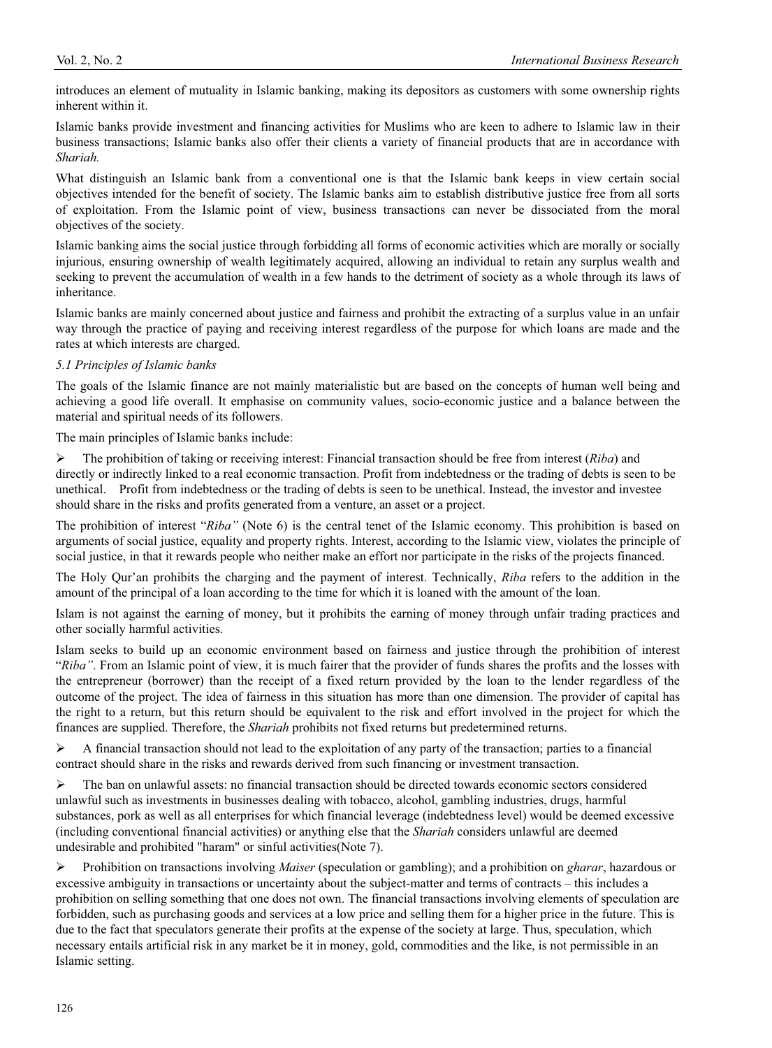introduces an element of mutuality in Islamic banking, making its depositors as customers with some ownership rights inherent within it.

Islamic banks provide investment and financing activities for Muslims who are keen to adhere to Islamic law in their business transactions; Islamic banks also offer their clients a variety of financial products that are in accordance with *Shariah.*

What distinguish an Islamic bank from a conventional one is that the Islamic bank keeps in view certain social objectives intended for the benefit of society. The Islamic banks aim to establish distributive justice free from all sorts of exploitation. From the Islamic point of view, business transactions can never be dissociated from the moral objectives of the society.

Islamic banking aims the social justice through forbidding all forms of economic activities which are morally or socially injurious, ensuring ownership of wealth legitimately acquired, allowing an individual to retain any surplus wealth and seeking to prevent the accumulation of wealth in a few hands to the detriment of society as a whole through its laws of inheritance.

Islamic banks are mainly concerned about justice and fairness and prohibit the extracting of a surplus value in an unfair way through the practice of paying and receiving interest regardless of the purpose for which loans are made and the rates at which interests are charged.

### *5.1 Principles of Islamic banks*

The goals of the Islamic finance are not mainly materialistic but are based on the concepts of human well being and achieving a good life overall. It emphasise on community values, socio-economic justice and a balance between the material and spiritual needs of its followers.

The main principles of Islamic banks include:

- The prohibition of taking or receiving interest: Financial transaction should be free from interest (*Riba*) and directly or indirectly linked to a real economic transaction. Profit from indebtedness or the trading of debts is seen to be unethical. Profit from indebtedness or the trading of debts is seen to be unethical. Instead, the investor and investee should share in the risks and profits generated from a venture, an asset or a project.

The prohibition of interest "*Riba"* (Note 6) is the central tenet of the Islamic economy. This prohibition is based on arguments of social justice, equality and property rights. Interest, according to the Islamic view, violates the principle of social justice, in that it rewards people who neither make an effort nor participate in the risks of the projects financed.

The Holy Qur'an prohibits the charging and the payment of interest. Technically, *Riba* refers to the addition in the amount of the principal of a loan according to the time for which it is loaned with the amount of the loan.

Islam is not against the earning of money, but it prohibits the earning of money through unfair trading practices and other socially harmful activities.

Islam seeks to build up an economic environment based on fairness and justice through the prohibition of interest "*Riba"*. From an Islamic point of view, it is much fairer that the provider of funds shares the profits and the losses with the entrepreneur (borrower) than the receipt of a fixed return provided by the loan to the lender regardless of the outcome of the project. The idea of fairness in this situation has more than one dimension. The provider of capital has the right to a return, but this return should be equivalent to the risk and effort involved in the project for which the finances are supplied. Therefore, the *Shariah* prohibits not fixed returns but predetermined returns.

- A financial transaction should not lead to the exploitation of any party of the transaction; parties to a financial contract should share in the risks and rewards derived from such financing or investment transaction.

- The ban on unlawful assets: no financial transaction should be directed towards economic sectors considered unlawful such as investments in businesses dealing with tobacco, alcohol, gambling industries, drugs, harmful substances, pork as well as all enterprises for which financial leverage (indebtedness level) would be deemed excessive (including conventional financial activities) or anything else that the *Shariah* considers unlawful are deemed undesirable and prohibited "haram" or sinful activities(Note 7).

- Prohibition on transactions involving *Maiser* (speculation or gambling); and a prohibition on *gharar*, hazardous or excessive ambiguity in transactions or uncertainty about the subject-matter and terms of contracts – this includes a prohibition on selling something that one does not own. The financial transactions involving elements of speculation are forbidden, such as purchasing goods and services at a low price and selling them for a higher price in the future. This is due to the fact that speculators generate their profits at the expense of the society at large. Thus, speculation, which necessary entails artificial risk in any market be it in money, gold, commodities and the like, is not permissible in an Islamic setting.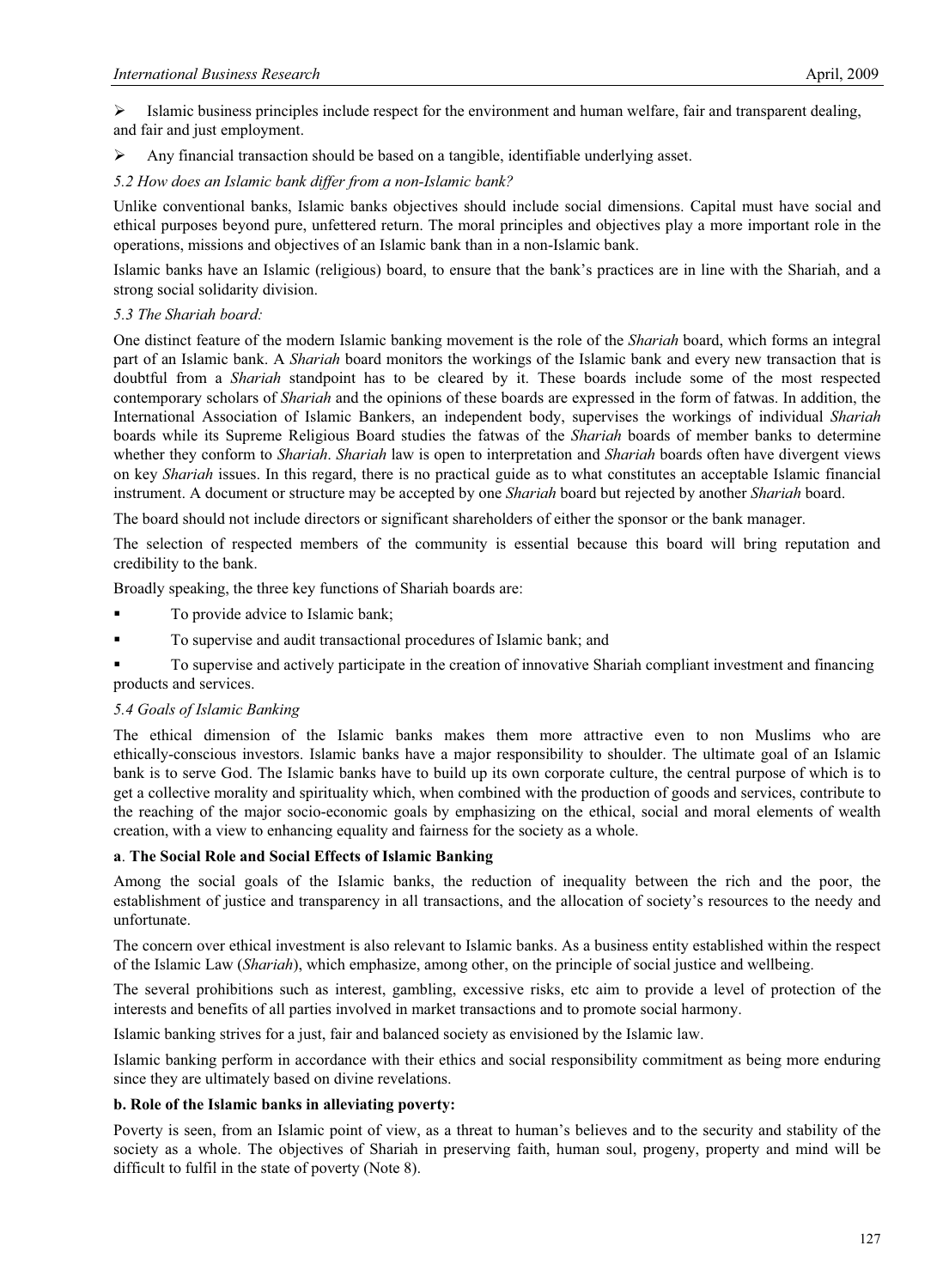- Islamic business principles include respect for the environment and human welfare, fair and transparent dealing, and fair and just employment.
- Any financial transaction should be based on a tangible, identifiable underlying asset.

### *5.2 How does an Islamic bank differ from a non-Islamic bank?*

Unlike conventional banks, Islamic banks objectives should include social dimensions. Capital must have social and ethical purposes beyond pure, unfettered return. The moral principles and objectives play a more important role in the operations, missions and objectives of an Islamic bank than in a non-Islamic bank.

Islamic banks have an Islamic (religious) board, to ensure that the bank's practices are in line with the Shariah, and a strong social solidarity division.

### *5.3 The Shariah board:*

One distinct feature of the modern Islamic banking movement is the role of the *Shariah* board, which forms an integral part of an Islamic bank. A *Shariah* board monitors the workings of the Islamic bank and every new transaction that is doubtful from a *Shariah* standpoint has to be cleared by it. These boards include some of the most respected contemporary scholars of *Shariah* and the opinions of these boards are expressed in the form of fatwas. In addition, the International Association of Islamic Bankers, an independent body, supervises the workings of individual *Shariah* boards while its Supreme Religious Board studies the fatwas of the *Shariah* boards of member banks to determine whether they conform to *Shariah*. *Shariah* law is open to interpretation and *Shariah* boards often have divergent views on key *Shariah* issues. In this regard, there is no practical guide as to what constitutes an acceptable Islamic financial instrument. A document or structure may be accepted by one *Shariah* board but rejected by another *Shariah* board.

The board should not include directors or significant shareholders of either the sponsor or the bank manager.

The selection of respected members of the community is essential because this board will bring reputation and credibility to the bank.

Broadly speaking, the three key functions of Shariah boards are:

- To provide advice to Islamic bank;
- To supervise and audit transactional procedures of Islamic bank; and
- To supervise and actively participate in the creation of innovative Shariah compliant investment and financing products and services.

### *5.4 Goals of Islamic Banking*

The ethical dimension of the Islamic banks makes them more attractive even to non Muslims who are ethically-conscious investors. Islamic banks have a major responsibility to shoulder. The ultimate goal of an Islamic bank is to serve God. The Islamic banks have to build up its own corporate culture, the central purpose of which is to get a collective morality and spirituality which, when combined with the production of goods and services, contribute to the reaching of the major socio-economic goals by emphasizing on the ethical, social and moral elements of wealth creation, with a view to enhancing equality and fairness for the society as a whole.

**a**. **The Social Role and Social Effects of Islamic Banking**

Among the social goals of the Islamic banks, the reduction of inequality between the rich and the poor, the establishment of justice and transparency in all transactions, and the allocation of society's resources to the needy and unfortunate.

The concern over ethical investment is also relevant to Islamic banks. As a business entity established within the respect of the Islamic Law (*Shariah*), which emphasize, among other, on the principle of social justice and wellbeing.

The several prohibitions such as interest, gambling, excessive risks, etc aim to provide a level of protection of the interests and benefits of all parties involved in market transactions and to promote social harmony.

Islamic banking strives for a just, fair and balanced society as envisioned by the Islamic law.

Islamic banking perform in accordance with their ethics and social responsibility commitment as being more enduring since they are ultimately based on divine revelations.

**b. Role of the Islamic banks in alleviating poverty:**

Poverty is seen, from an Islamic point of view, as a threat to human's believes and to the security and stability of the society as a whole. The objectives of Shariah in preserving faith, human soul, progeny, property and mind will be difficult to fulfil in the state of poverty (Note 8).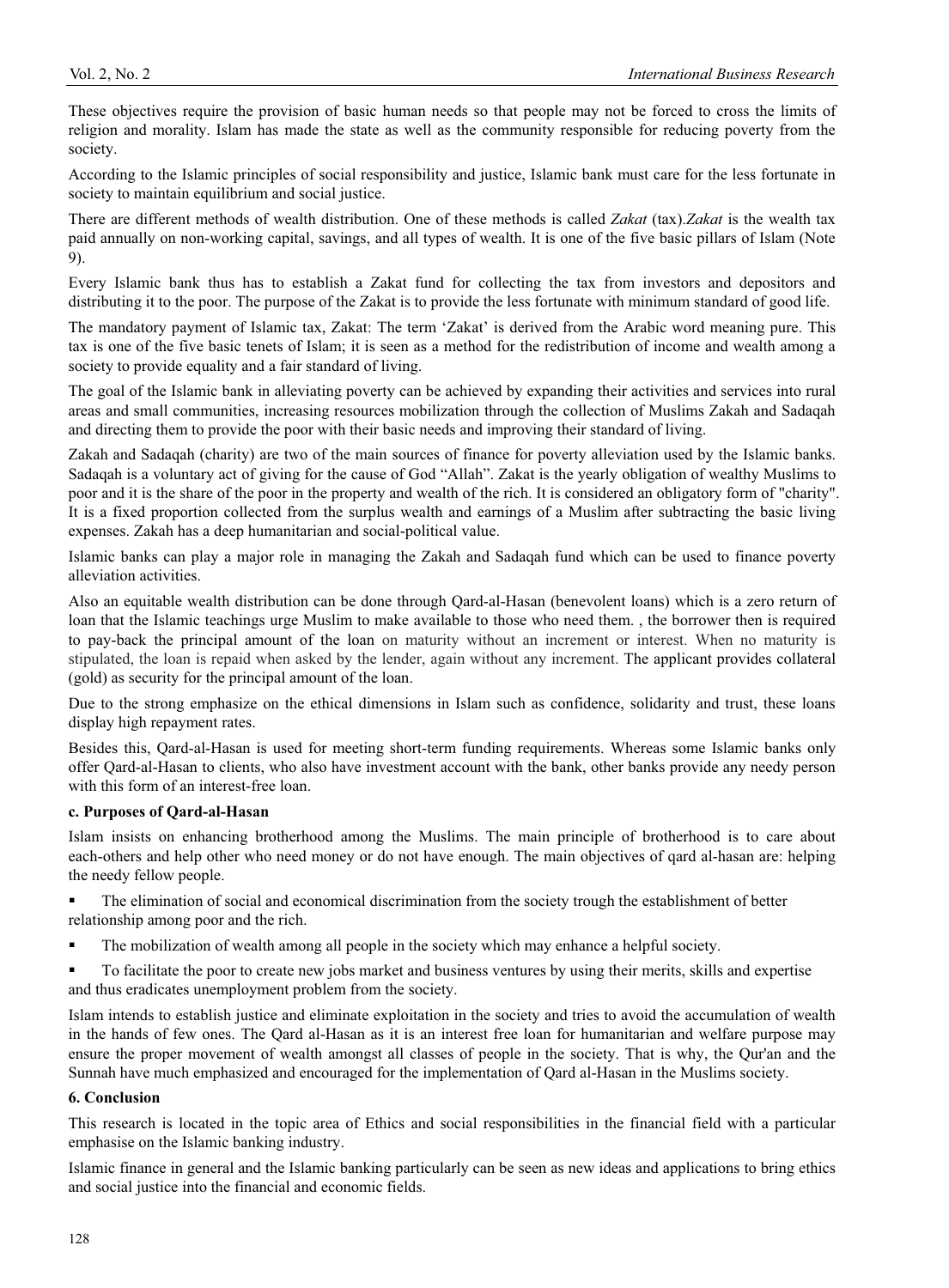These objectives require the provision of basic human needs so that people may not be forced to cross the limits of religion and morality. Islam has made the state as well as the community responsible for reducing poverty from the society.

According to the Islamic principles of social responsibility and justice, Islamic bank must care for the less fortunate in society to maintain equilibrium and social justice.

There are different methods of wealth distribution. One of these methods is called *Zakat* (tax).*Zakat* is the wealth tax paid annually on non-working capital, savings, and all types of wealth. It is one of the five basic pillars of Islam (Note 9).

Every Islamic bank thus has to establish a Zakat fund for collecting the tax from investors and depositors and distributing it to the poor. The purpose of the Zakat is to provide the less fortunate with minimum standard of good life.

The mandatory payment of Islamic tax, Zakat: The term 'Zakat' is derived from the Arabic word meaning pure. This tax is one of the five basic tenets of Islam; it is seen as a method for the redistribution of income and wealth among a society to provide equality and a fair standard of living.

The goal of the Islamic bank in alleviating poverty can be achieved by expanding their activities and services into rural areas and small communities, increasing resources mobilization through the collection of Muslims Zakah and Sadaqah and directing them to provide the poor with their basic needs and improving their standard of living.

Zakah and Sadaqah (charity) are two of the main sources of finance for poverty alleviation used by the Islamic banks. Sadaqah is a voluntary act of giving for the cause of God "Allah". Zakat is the yearly obligation of wealthy Muslims to poor and it is the share of the poor in the property and wealth of the rich. It is considered an obligatory form of "charity". It is a fixed proportion collected from the surplus wealth and earnings of a Muslim after subtracting the basic living expenses. Zakah has a deep humanitarian and social-political value.

Islamic banks can play a major role in managing the Zakah and Sadaqah fund which can be used to finance poverty alleviation activities.

Also an equitable wealth distribution can be done through Qard-al-Hasan (benevolent loans) which is a zero return of loan that the Islamic teachings urge Muslim to make available to those who need them. , the borrower then is required to pay-back the principal amount of the loan on maturity without an increment or interest. When no maturity is stipulated, the loan is repaid when asked by the lender, again without any increment. The applicant provides collateral (gold) as security for the principal amount of the loan.

Due to the strong emphasize on the ethical dimensions in Islam such as confidence, solidarity and trust, these loans display high repayment rates.

Besides this, Qard-al-Hasan is used for meeting short-term funding requirements. Whereas some Islamic banks only offer Qard-al-Hasan to clients, who also have investment account with the bank, other banks provide any needy person with this form of an interest-free loan.

**c. Purposes of Qard-al-Hasan**

Islam insists on enhancing brotherhood among the Muslims. The main principle of brotherhood is to care about each-others and help other who need money or do not have enough. The main objectives of qard al-hasan are: helping the needy fellow people.

- The elimination of social and economical discrimination from the society trough the establishment of better relationship among poor and the rich.
- The mobilization of wealth among all people in the society which may enhance a helpful society.
- To facilitate the poor to create new jobs market and business ventures by using their merits, skills and expertise and thus eradicates unemployment problem from the society.

Islam intends to establish justice and eliminate exploitation in the society and tries to avoid the accumulation of wealth in the hands of few ones. The Qard al-Hasan as it is an interest free loan for humanitarian and welfare purpose may ensure the proper movement of wealth amongst all classes of people in the society. That is why, the Qur'an and the Sunnah have much emphasized and encouraged for the implementation of Qard al-Hasan in the Muslims society.

## 6. Conclusion

This research is located in the topic area of Ethics and social responsibilities in the financial field with a particular emphasise on the Islamic banking industry.

Islamic finance in general and the Islamic banking particularly can be seen as new ideas and applications to bring ethics and social justice into the financial and economic fields.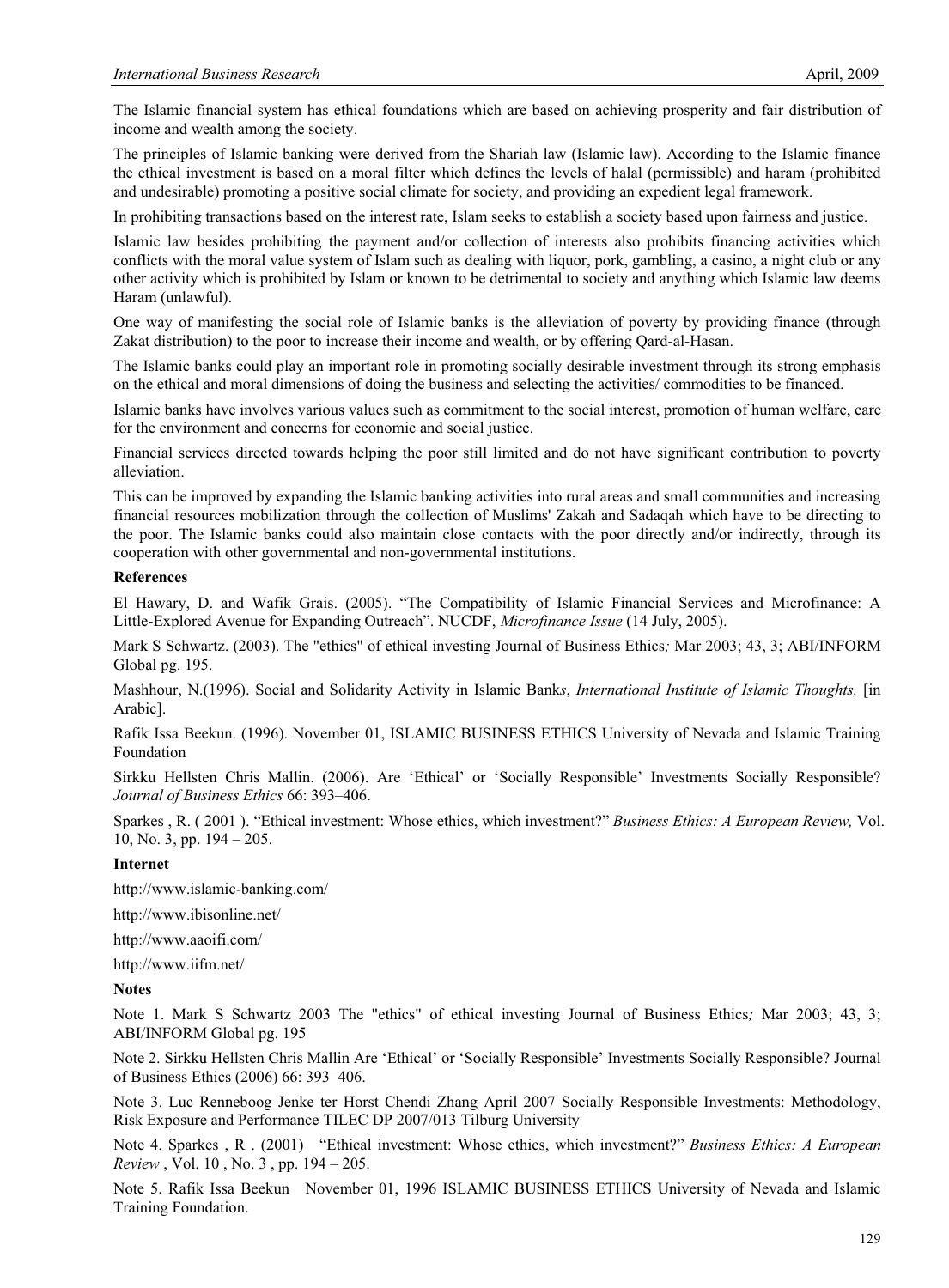The Islamic financial system has ethical foundations which are based on achieving prosperity and fair distribution of income and wealth among the society.

The principles of Islamic banking were derived from the Shariah law (Islamic law). According to the Islamic finance the ethical investment is based on a moral filter which defines the levels of halal (permissible) and haram (prohibited and undesirable) promoting a positive social climate for society, and providing an expedient legal framework.

In prohibiting transactions based on the interest rate, Islam seeks to establish a society based upon fairness and justice.

Islamic law besides prohibiting the payment and/or collection of interests also prohibits financing activities which conflicts with the moral value system of Islam such as dealing with liquor, pork, gambling, a casino, a night club or any other activity which is prohibited by Islam or known to be detrimental to society and anything which Islamic law deems Haram (unlawful).

One way of manifesting the social role of Islamic banks is the alleviation of poverty by providing finance (through Zakat distribution) to the poor to increase their income and wealth, or by offering Qard-al-Hasan.

The Islamic banks could play an important role in promoting socially desirable investment through its strong emphasis on the ethical and moral dimensions of doing the business and selecting the activities/ commodities to be financed.

Islamic banks have involves various values such as commitment to the social interest, promotion of human welfare, care for the environment and concerns for economic and social justice.

Financial services directed towards helping the poor still limited and do not have significant contribution to poverty alleviation.

This can be improved by expanding the Islamic banking activities into rural areas and small communities and increasing financial resources mobilization through the collection of Muslims' Zakah and Sadaqah which have to be directing to the poor. The Islamic banks could also maintain close contacts with the poor directly and/or indirectly, through its cooperation with other governmental and non-governmental institutions.

**References**

El Hawary, D. and Wafik Grais. (2005). "The Compatibility of Islamic Financial Services and Microfinance: A Little-Explored Avenue for Expanding Outreach". NUCDF, *Microfinance Issue* (14 July, 2005).

Mark S Schwartz. (2003). The "ethics" of ethical investing Journal of Business Ethics*;* Mar 2003; 43, 3; ABI/INFORM Global pg. 195.

Mashhour, N.(1996). Social and Solidarity Activity in Islamic Bank*s*, *International Institute of Islamic Thoughts,* [in Arabic].

Rafik Issa Beekun. (1996). November 01, ISLAMIC BUSINESS ETHICS University of Nevada and Islamic Training Foundation

Sirkku Hellsten Chris Mallin. (2006). Are 'Ethical' or 'Socially Responsible' Investments Socially Responsible? *Journal of Business Ethics* 66: 393–406.

Sparkes , R. ( 2001 ). "Ethical investment: Whose ethics, which investment?" *Business Ethics: A European Review,* Vol. 10, No. 3, pp. 194 – 205.

**Internet**

http://www.islamic-banking.com/

http://www.ibisonline.net/

http://www.aaoifi.com/

http://www.iifm.net/

**Notes**

Note 1. Mark S Schwartz 2003 The "ethics" of ethical investing Journal of Business Ethics*;* Mar 2003; 43, 3; ABI/INFORM Global pg. 195

Note 2. Sirkku Hellsten Chris Mallin Are 'Ethical' or 'Socially Responsible' Investments Socially Responsible? Journal of Business Ethics (2006) 66: 393–406.

Note 3. Luc Renneboog Jenke ter Horst Chendi Zhang April 2007 Socially Responsible Investments: Methodology, Risk Exposure and Performance TILEC DP 2007/013 Tilburg University

Note 4. Sparkes , R . (2001) "Ethical investment: Whose ethics, which investment?" *Business Ethics: A European Review* , Vol. 10 , No. 3 , pp. 194 – 205.

Note 5. Rafik Issa Beekun November 01, 1996 ISLAMIC BUSINESS ETHICS University of Nevada and Islamic Training Foundation.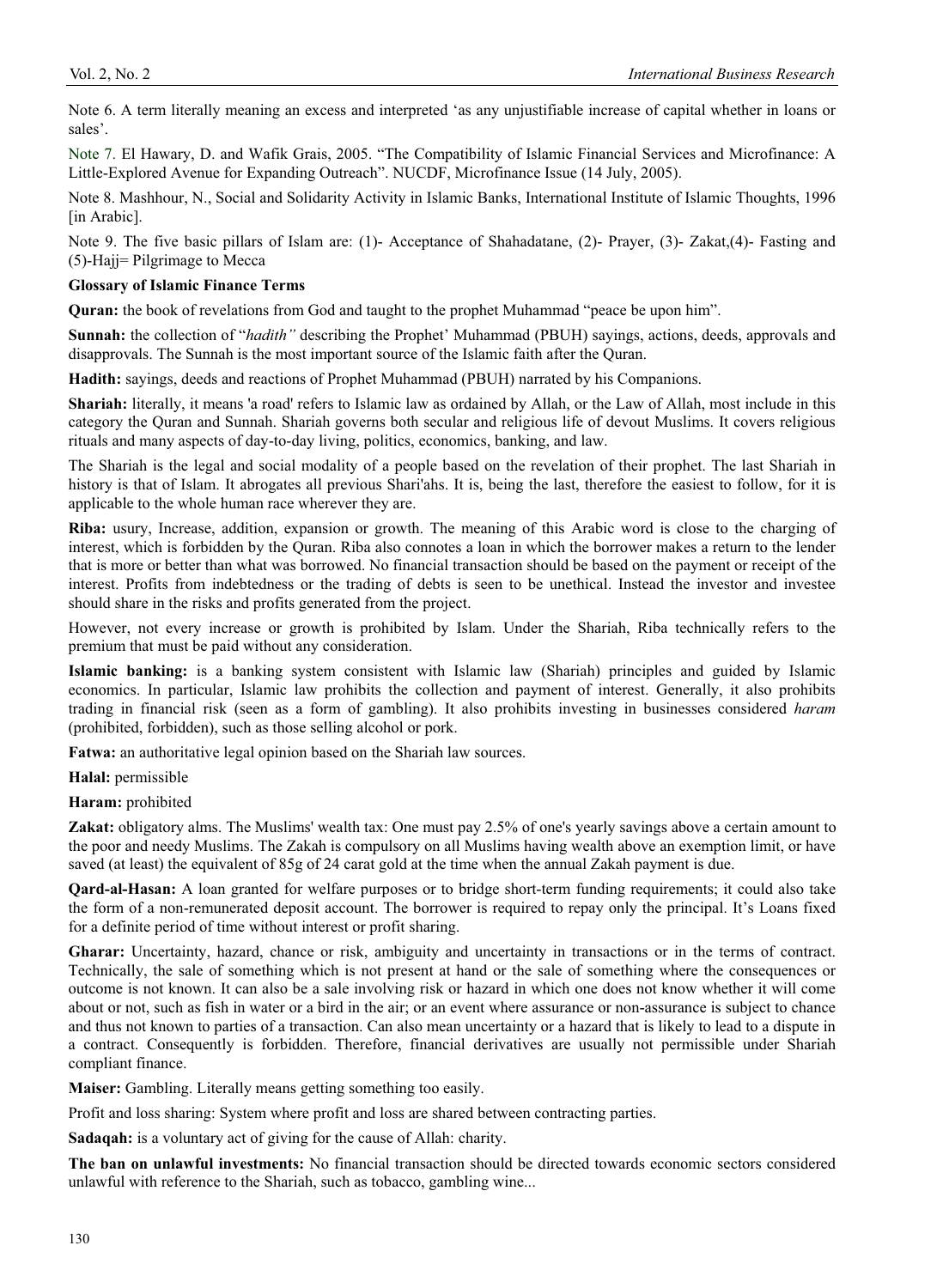Note 6. A term literally meaning an excess and interpreted 'as any unjustifiable increase of capital whether in loans or sales'.

Note 7. El Hawary, D. and Wafik Grais, 2005. "The Compatibility of Islamic Financial Services and Microfinance: A Little-Explored Avenue for Expanding Outreach". NUCDF, Microfinance Issue (14 July, 2005).

Note 8. Mashhour, N., Social and Solidarity Activity in Islamic Banks, International Institute of Islamic Thoughts, 1996 [in Arabic].

Note 9. The five basic pillars of Islam are: (1)- Acceptance of Shahadatane, (2)- Prayer, (3)- Zakat,(4)- Fasting and (5)-Hajj= Pilgrimage to Mecca

**Glossary of Islamic Finance Terms**

**Quran:** the book of revelations from God and taught to the prophet Muhammad "peace be upon him".

**Sunnah:** the collection of "*hadith"* describing the Prophet' Muhammad (PBUH) sayings, actions, deeds, approvals and disapprovals. The Sunnah is the most important source of the Islamic faith after the Quran.

**Hadith:** sayings, deeds and reactions of Prophet Muhammad (PBUH) narrated by his Companions.

**Shariah:** literally, it means 'a road' refers to Islamic law as ordained by Allah, or the Law of Allah, most include in this category the Quran and Sunnah. Shariah governs both secular and religious life of devout Muslims. It covers religious rituals and many aspects of day-to-day living, politics, economics, banking, and law.

The Shariah is the legal and social modality of a people based on the revelation of their prophet. The last Shariah in history is that of Islam. It abrogates all previous Shari'ahs. It is, being the last, therefore the easiest to follow, for it is applicable to the whole human race wherever they are.

**Riba:** usury, Increase, addition, expansion or growth. The meaning of this Arabic word is close to the charging of interest, which is forbidden by the Quran. Riba also connotes a loan in which the borrower makes a return to the lender that is more or better than what was borrowed. No financial transaction should be based on the payment or receipt of the interest. Profits from indebtedness or the trading of debts is seen to be unethical. Instead the investor and investee should share in the risks and profits generated from the project.

However, not every increase or growth is prohibited by Islam. Under the Shariah, Riba technically refers to the premium that must be paid without any consideration.

**Islamic banking:** is a banking system consistent with Islamic law (Shariah) principles and guided by Islamic economics. In particular, Islamic law prohibits the collection and payment of interest. Generally, it also prohibits trading in financial risk (seen as a form of gambling). It also prohibits investing in businesses considered *haram* (prohibited, forbidden), such as those selling alcohol or pork.

**Fatwa:** an authoritative legal opinion based on the Shariah law sources.

**Halal:** permissible

**Haram:** prohibited

**Zakat:** obligatory alms. The Muslims' wealth tax: One must pay 2.5% of one's yearly savings above a certain amount to the poor and needy Muslims. The Zakah is compulsory on all Muslims having wealth above an exemption limit, or have saved (at least) the equivalent of 85g of 24 carat gold at the time when the annual Zakah payment is due.

**Qard-al-Hasan:** A loan granted for welfare purposes or to bridge short-term funding requirements; it could also take the form of a non-remunerated deposit account. The borrower is required to repay only the principal. It's Loans fixed for a definite period of time without interest or profit sharing.

**Gharar:** Uncertainty, hazard, chance or risk, ambiguity and uncertainty in transactions or in the terms of contract. Technically, the sale of something which is not present at hand or the sale of something where the consequences or outcome is not known. It can also be a sale involving risk or hazard in which one does not know whether it will come about or not, such as fish in water or a bird in the air; or an event where assurance or non-assurance is subject to chance and thus not known to parties of a transaction. Can also mean uncertainty or a hazard that is likely to lead to a dispute in a contract. Consequently is forbidden. Therefore, financial derivatives are usually not permissible under Shariah compliant finance.

**Maiser:** Gambling. Literally means getting something too easily.

Profit and loss sharing: System where profit and loss are shared between contracting parties.

**Sadaqah:** is a voluntary act of giving for the cause of Allah: charity.

**The ban on unlawful investments:** No financial transaction should be directed towards economic sectors considered unlawful with reference to the Shariah, such as tobacco, gambling wine...